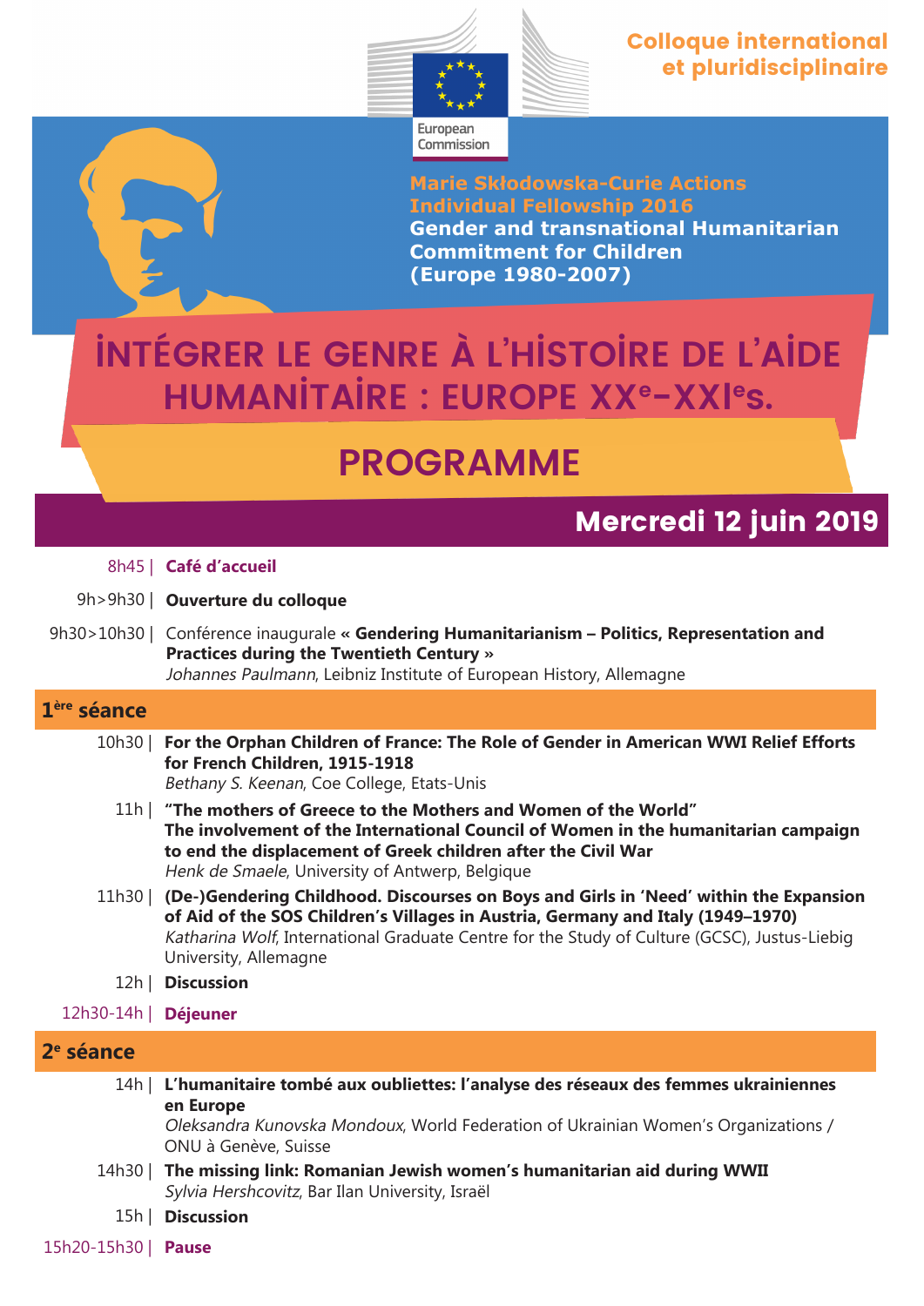Colloque international et pluridisciplinaire

European Commission

**Marie Skłodowska-Curie Actions**
**Individual Fellowship 2016**
**Gender and transnational Humanitarian Commitment for Children (Europe 1980-2007)**

# INTÉGRER LE GENRE À L'HISTOIRE DE L'AIDE HUMANITAIRE : EUROPE XXe-XXIes.

# PROGRAMME

## Mercredi 12 juin 2019

8h45 | **Café d'accueil**

9h>9h30 | **Ouverture du colloque**

9h30>10h30 | Conférence inaugurale **« Gendering Humanitarianism – Politics, Representation and Practices during the Twentieth Century »**
*Johannes Paulmann*, Leibniz Institute of European History, Allemagne

### 1ère séance

10h30 | **For the Orphan Children of France: The Role of Gender in American WWI Relief Efforts for French Children, 1915-1918**
*Bethany S. Keenan*, Coe College, Etats-Unis

11h | **"The mothers of Greece to the Mothers and Women of the World" The involvement of the International Council of Women in the humanitarian campaign to end the displacement of Greek children after the Civil War**
*Henk de Smaele*, University of Antwerp, Belgique

11h30 | **(De-)Gendering Childhood. Discourses on Boys and Girls in 'Need' within the Expansion of Aid of the SOS Children's Villages in Austria, Germany and Italy (1949–1970)**
*Katharina Wolf*, International Graduate Centre for the Study of Culture (GCSC), Justus-Liebig University, Allemagne

12h | **Discussion**

12h30-14h | **Déjeuner**

### 2e séance

14h | **L'humanitaire tombé aux oubliettes: l'analyse des réseaux des femmes ukrainiennes en Europe**
*Oleksandra Kunovska Mondoux*, World Federation of Ukrainian Women's Organizations / ONU à Genève, Suisse

14h30 | **The missing link: Romanian Jewish women's humanitarian aid during WWII**
*Sylvia Hershcovitz*, Bar Ilan University, Israël

15h | **Discussion**

15h20-15h30 | **Pause**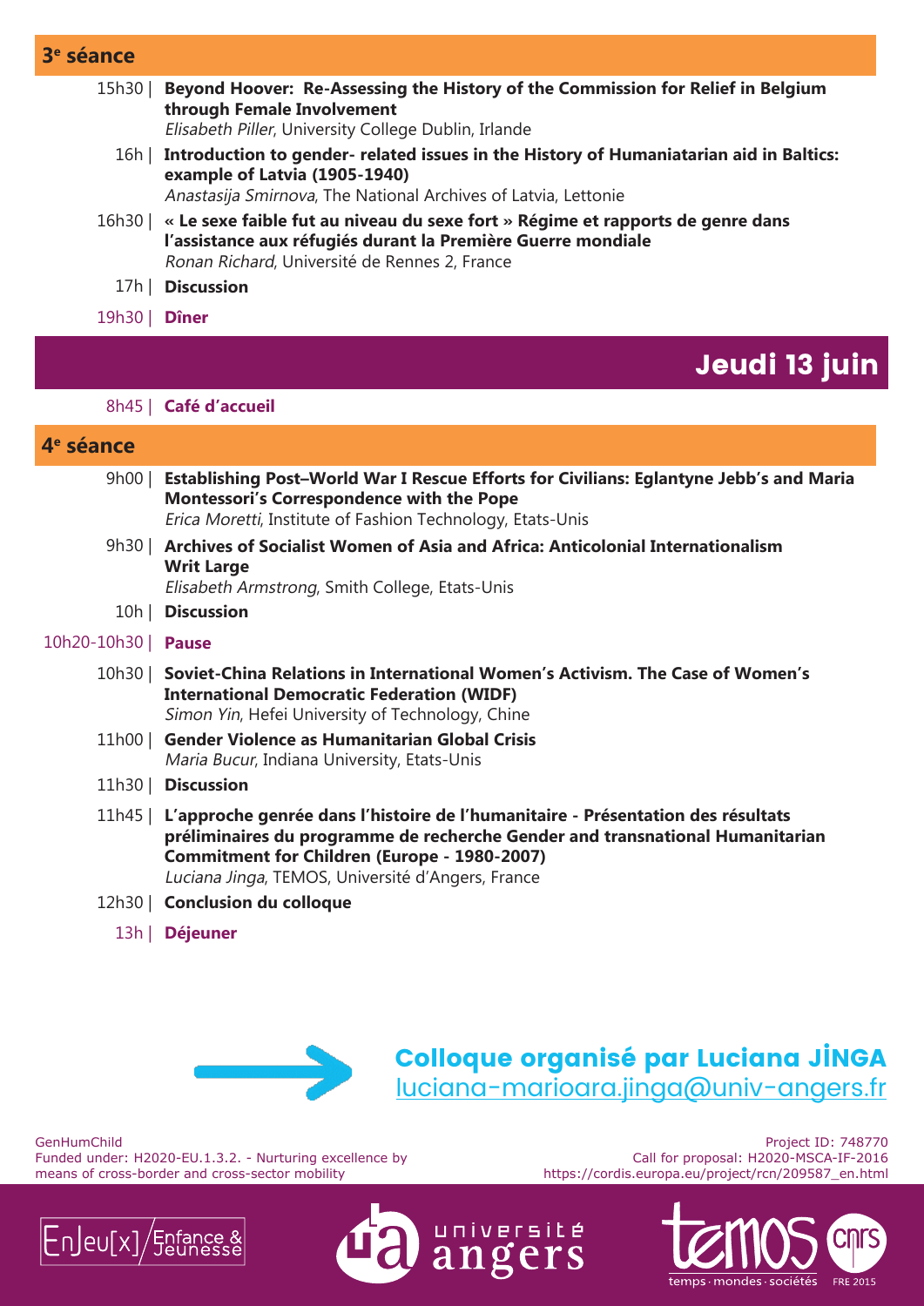## 3ᵉ séance

15h30 | **Beyond Hoover: Re-Assessing the History of the Commission for Relief in Belgium through Female Involvement**
*Elisabeth Piller*, University College Dublin, Irlande

16h | **Introduction to gender- related issues in the History of Humaniatarian aid in Baltics: example of Latvia (1905-1940)**
*Anastasija Smirnova*, The National Archives of Latvia, Lettonie

16h30 | **« Le sexe faible fut au niveau du sexe fort » Régime et rapports de genre dans l'assistance aux réfugiés durant la Première Guerre mondiale**
*Ronan Richard*, Université de Rennes 2, France

17h | **Discussion**

19h30 | **Dîner**

# Jeudi 13 juin

8h45 | **Café d'accueil**

## 4ᵉ séance

9h00 | **Establishing Post–World War I Rescue Efforts for Civilians: Eglantyne Jebb's and Maria Montessori's Correspondence with the Pope**
*Erica Moretti*, Institute of Fashion Technology, Etats-Unis

9h30 | **Archives of Socialist Women of Asia and Africa: Anticolonial Internationalism Writ Large**
*Elisabeth Armstrong*, Smith College, Etats-Unis

10h | **Discussion**

10h20-10h30 | **Pause**

10h30 | **Soviet-China Relations in International Women's Activism. The Case of Women's International Democratic Federation (WIDF)**
*Simon Yin*, Hefei University of Technology, Chine

11h00 | **Gender Violence as Humanitarian Global Crisis**
*Maria Bucur*, Indiana University, Etats-Unis

11h30 | **Discussion**

11h45 | **L'approche genrée dans l'histoire de l'humanitaire - Présentation des résultats préliminaires du programme de recherche Gender and transnational Humanitarian Commitment for Children (Europe - 1980-2007)**
*Luciana Jinga*, TEMOS, Université d'Angers, France

12h30 | **Conclusion du colloque**

13h | **Déjeuner**

**Colloque organisé par Luciana JİNGA**
luciana-marioara.jinga@univ-angers.fr

GenHumChild
Funded under: H2020-EU.1.3.2. - Nurturing excellence by means of cross-border and cross-sector mobility

Project ID: 748770
Call for proposal: H2020-MSCA-IF-2016
https://cordis.europa.eu/project/rcn/209587_en.html

EnJeu[x] Enfance & Jeunesse — université angers — temos temps · mondes · sociétés — cnrs FRE 2015